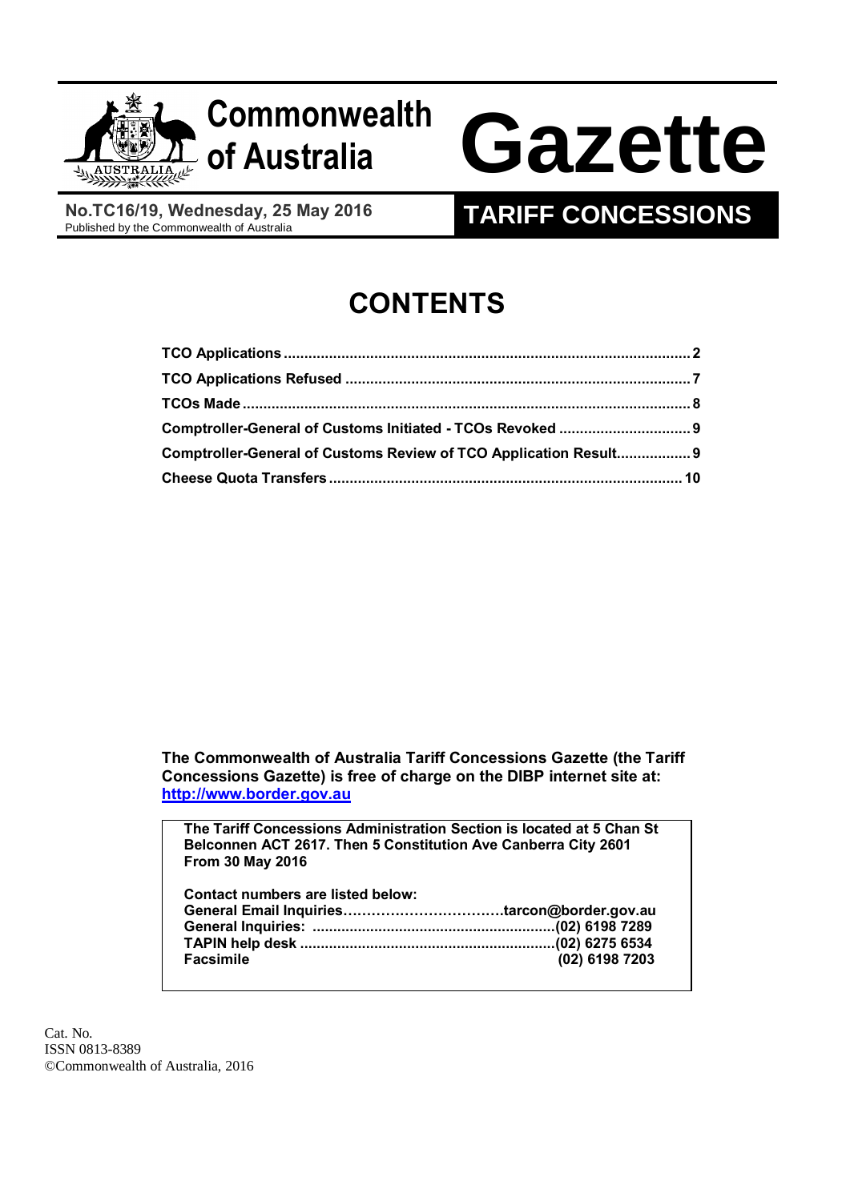# Commonwealth of Australia Gazette

**No.TC16/19, Wednesday, 25 May 2016**
Published by the Commonwealth of Australia

## TARIFF CONCESSIONS

# CONTENTS

**TCO Applications** ........ **2**
**TCO Applications Refused** ........ **7**
**TCOs Made** ........ **8**
**Comptroller-General of Customs Initiated - TCOs Revoked** ........ **9**
**Comptroller-General of Customs Review of TCO Application Result** ........ **9**
**Cheese Quota Transfers** ........ **10**

**The Commonwealth of Australia Tariff Concessions Gazette (the Tariff Concessions Gazette) is free of charge on the DIBP internet site at: [http://www.border.gov.au](http://www.border.gov.au)**

**The Tariff Concessions Administration Section is located at 5 Chan St Belconnen ACT 2617. Then 5 Constitution Ave Canberra City 2601 From 30 May 2016**

**Contact numbers are listed below:**

| | |
|---|---|
| **General Email Inquiries** | **tarcon@border.gov.au** |
| **General Inquiries:** | **(02) 6198 7289** |
| **TAPIN help desk** | **(02) 6275 6534** |
| **Facsimile** | **(02) 6198 7203** |

Cat. No.
ISSN 0813-8389
©Commonwealth of Australia, 2016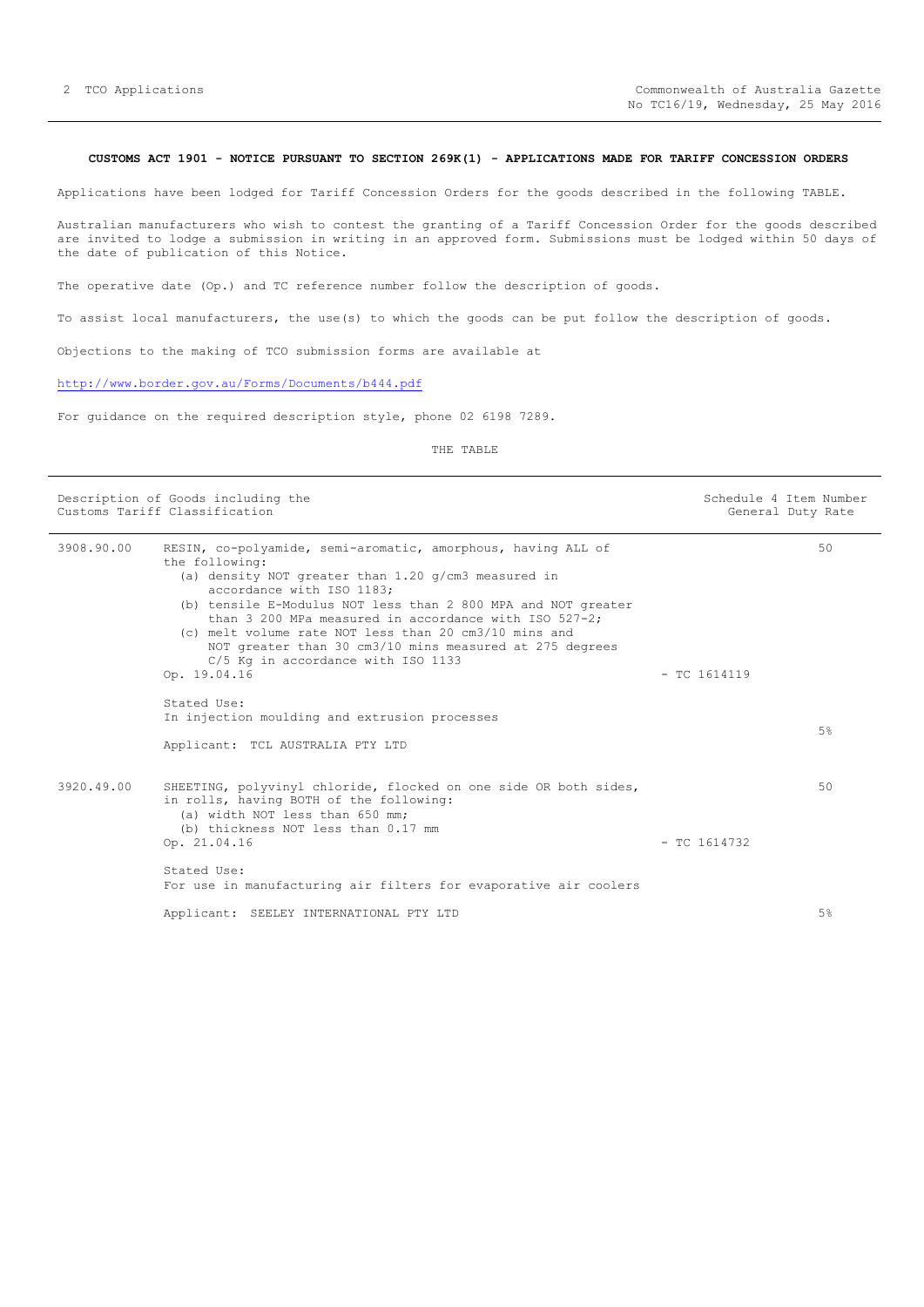**CUSTOMS ACT 1901 - NOTICE PURSUANT TO SECTION 269K(1) - APPLICATIONS MADE FOR TARIFF CONCESSION ORDERS**

Applications have been lodged for Tariff Concession Orders for the goods described in the following TABLE.

Australian manufacturers who wish to contest the granting of a Tariff Concession Order for the goods described are invited to lodge a submission in writing in an approved form. Submissions must be lodged within 50 days of the date of publication of this Notice.

The operative date (Op.) and TC reference number follow the description of goods.

To assist local manufacturers, the use(s) to which the goods can be put follow the description of goods.

Objections to the making of TCO submission forms are available at

http://www.border.gov.au/Forms/Documents/b444.pdf

For guidance on the required description style, phone 02 6198 7289.

THE TABLE

| Description of Goods including the Customs Tariff Classification | | | Schedule 4 Item Number General Duty Rate |
|---|---|---|---|
| 3908.90.00 | RESIN, co-polyamide, semi-aromatic, amorphous, having ALL of the following:<br>(a) density NOT greater than 1.20 g/cm3 measured in accordance with ISO 1183;<br>(b) tensile E-Modulus NOT less than 2 800 MPA and NOT greater than 3 200 MPa measured in accordance with ISO 527-2;<br>(c) melt volume rate NOT less than 20 cm3/10 mins and NOT greater than 30 cm3/10 mins measured at 275 degrees C/5 Kg in accordance with ISO 1133<br>Op. 19.04.16<br><br>Stated Use:<br>In injection moulding and extrusion processes<br><br>Applicant: TCL AUSTRALIA PTY LTD | - TC 1614119 | 50<br><br>5% |
| 3920.49.00 | SHEETING, polyvinyl chloride, flocked on one side OR both sides, in rolls, having BOTH of the following:<br>(a) width NOT less than 650 mm;<br>(b) thickness NOT less than 0.17 mm<br>Op. 21.04.16<br><br>Stated Use:<br>For use in manufacturing air filters for evaporative air coolers<br><br>Applicant: SEELEY INTERNATIONAL PTY LTD | - TC 1614732 | 50<br><br>5% |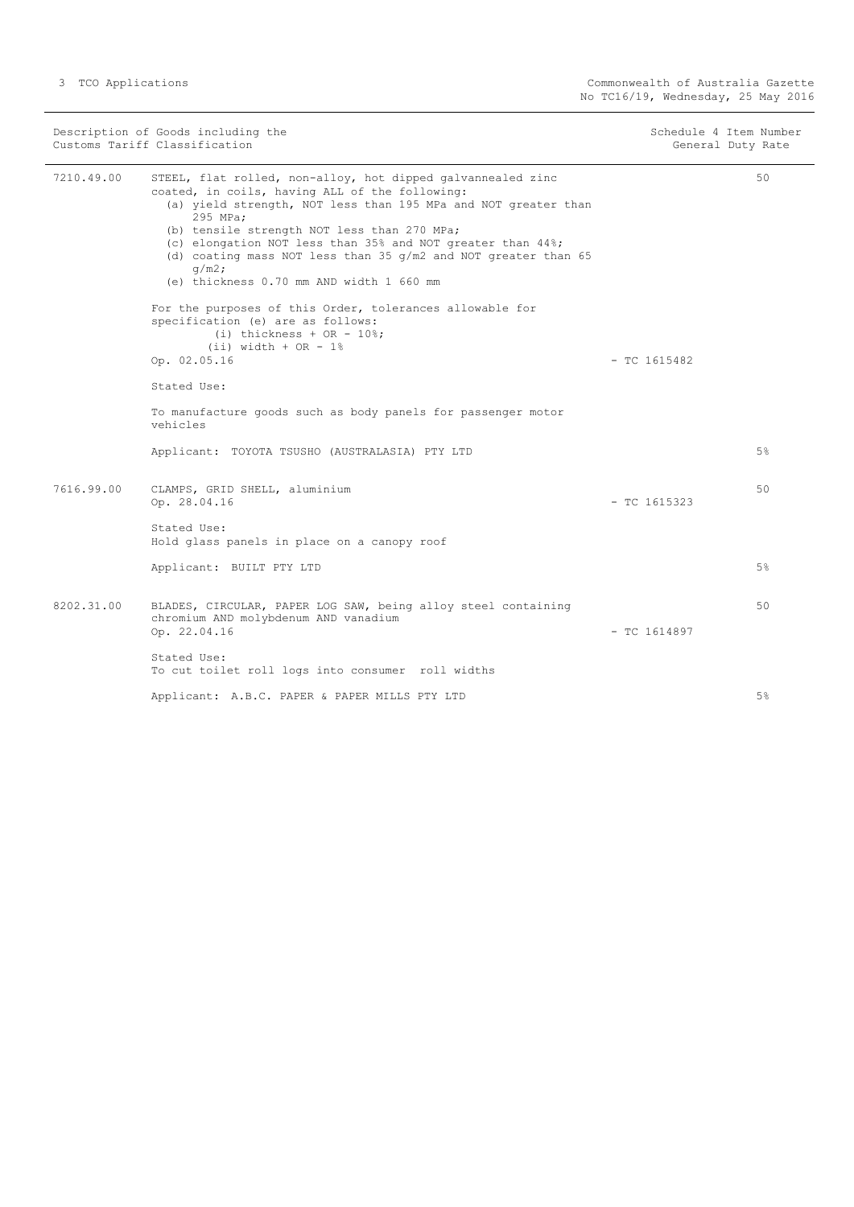| Description of Goods including the Customs Tariff Classification | | Schedule 4 Item Number | General Duty Rate |
|---|---|---|---|
| 7210.49.00 | STEEL, flat rolled, non-alloy, hot dipped galvannealed zinc coated, in coils, having ALL of the following:<br>(a) yield strength, NOT less than 195 MPa and NOT greater than 295 MPa;<br>(b) tensile strength NOT less than 270 MPa;<br>(c) elongation NOT less than 35% and NOT greater than 44%;<br>(d) coating mass NOT less than 35 g/m2 and NOT greater than 65 g/m2;<br>(e) thickness 0.70 mm AND width 1 660 mm<br><br>For the purposes of this Order, tolerances allowable for specification (e) are as follows:<br>(i) thickness + OR - 10%;<br>(ii) width + OR - 1%<br>Op. 02.05.16<br><br>Stated Use:<br><br>To manufacture goods such as body panels for passenger motor vehicles<br><br>Applicant: TOYOTA TSUSHO (AUSTRALASIA) PTY LTD | - TC 1615482 | 50<br><br>5% |
| 7616.99.00 | CLAMPS, GRID SHELL, aluminium<br>Op. 28.04.16<br><br>Stated Use:<br>Hold glass panels in place on a canopy roof<br><br>Applicant: BUILT PTY LTD | - TC 1615323 | 50<br><br>5% |
| 8202.31.00 | BLADES, CIRCULAR, PAPER LOG SAW, being alloy steel containing chromium AND molybdenum AND vanadium<br>Op. 22.04.16<br><br>Stated Use:<br>To cut toilet roll logs into consumer roll widths<br><br>Applicant: A.B.C. PAPER & PAPER MILLS PTY LTD | - TC 1614897 | 50<br><br>5% |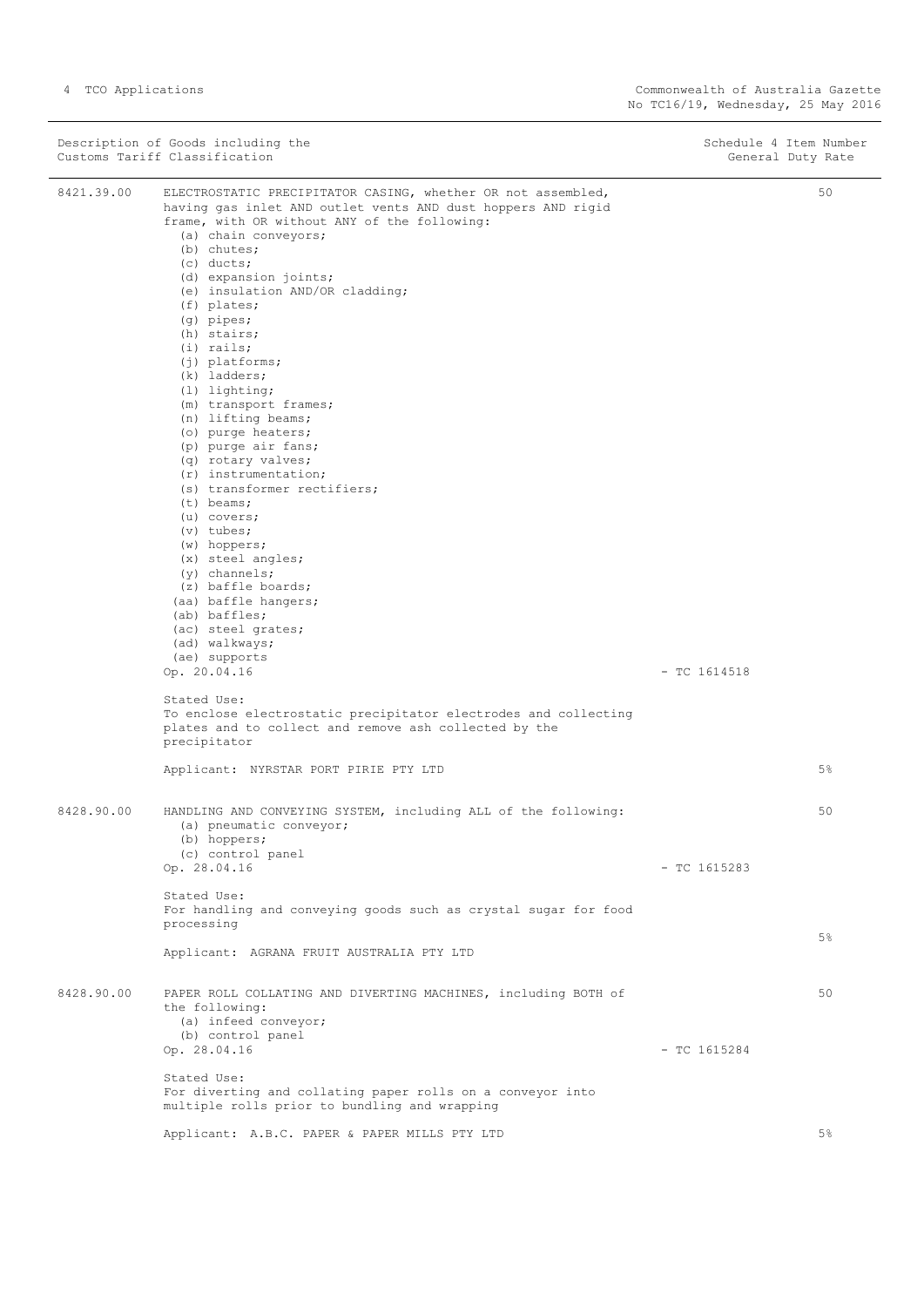| Description of Goods including the Customs Tariff Classification | | Schedule 4 Item Number | General Duty Rate |
|---|---|---|---|
| 8421.39.00 | ELECTROSTATIC PRECIPITATOR CASING, whether OR not assembled, having gas inlet AND outlet vents AND dust hoppers AND rigid frame, with OR without ANY of the following:<br>(a) chain conveyors;<br>(b) chutes;<br>(c) ducts;<br>(d) expansion joints;<br>(e) insulation AND/OR cladding;<br>(f) plates;<br>(g) pipes;<br>(h) stairs;<br>(i) rails;<br>(j) platforms;<br>(k) ladders;<br>(l) lighting;<br>(m) transport frames;<br>(n) lifting beams;<br>(o) purge heaters;<br>(p) purge air fans;<br>(q) rotary valves;<br>(r) instrumentation;<br>(s) transformer rectifiers;<br>(t) beams;<br>(u) covers;<br>(v) tubes;<br>(w) hoppers;<br>(x) steel angles;<br>(y) channels;<br>(z) baffle boards;<br>(aa) baffle hangers;<br>(ab) baffles;<br>(ac) steel grates;<br>(ad) walkways;<br>(ae) supports<br>Op. 20.04.16<br><br>Stated Use:<br>To enclose electrostatic precipitator electrodes and collecting plates and to collect and remove ash collected by the precipitator<br><br>Applicant: NYRSTAR PORT PIRIE PTY LTD | - TC 1614518 | 50<br><br>5% |
| 8428.90.00 | HANDLING AND CONVEYING SYSTEM, including ALL of the following:<br>(a) pneumatic conveyor;<br>(b) hoppers;<br>(c) control panel<br>Op. 28.04.16<br><br>Stated Use:<br>For handling and conveying goods such as crystal sugar for food processing<br><br>Applicant: AGRANA FRUIT AUSTRALIA PTY LTD | - TC 1615283 | 50<br><br>5% |
| 8428.90.00 | PAPER ROLL COLLATING AND DIVERTING MACHINES, including BOTH of the following:<br>(a) infeed conveyor;<br>(b) control panel<br>Op. 28.04.16<br><br>Stated Use:<br>For diverting and collating paper rolls on a conveyor into multiple rolls prior to bundling and wrapping<br><br>Applicant: A.B.C. PAPER & PAPER MILLS PTY LTD | - TC 1615284 | 50<br><br>5% |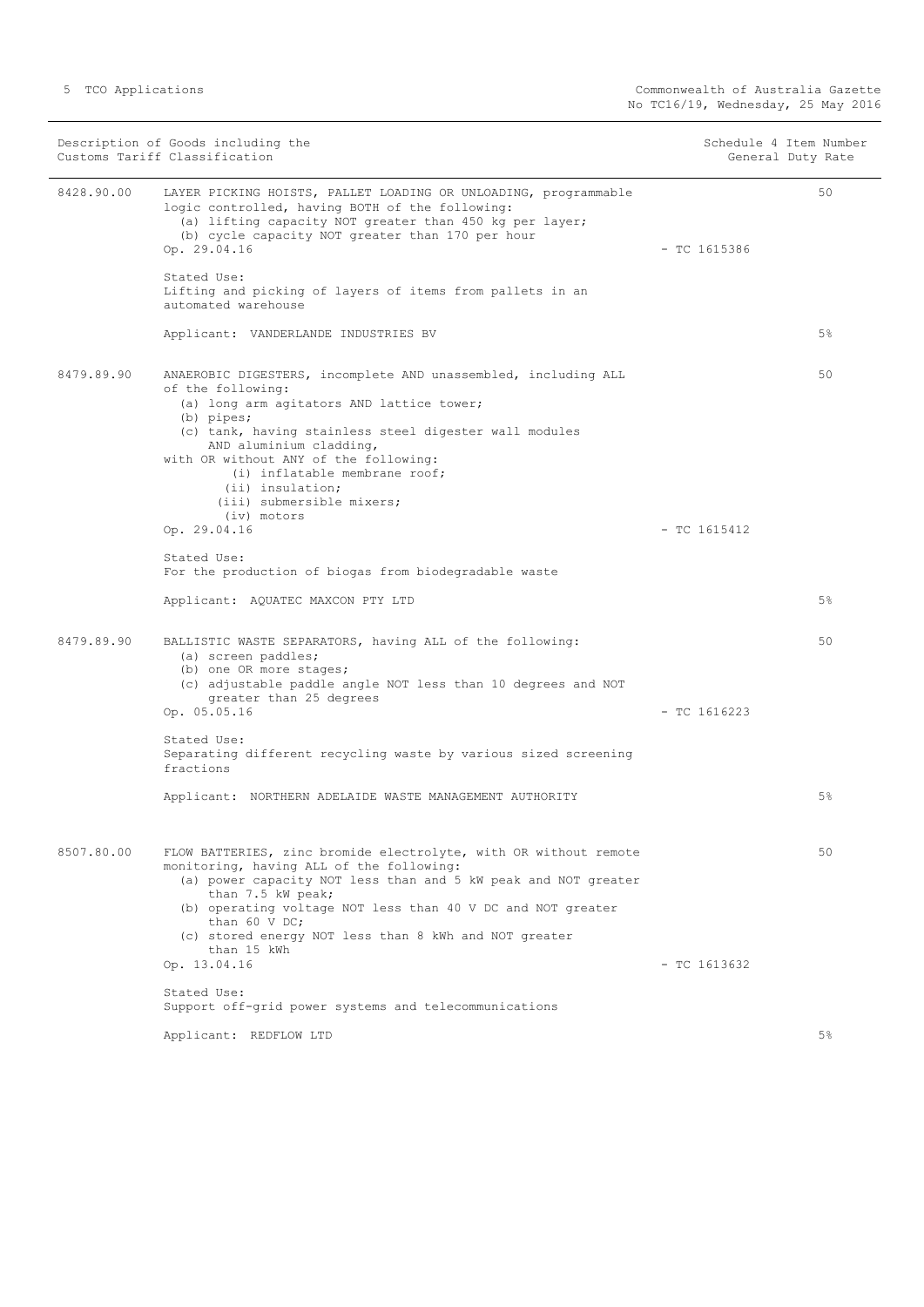| Description of Goods including the Customs Tariff Classification | | Schedule 4 Item Number | General Duty Rate |
|---|---|---|---|
| 8428.90.00 | LAYER PICKING HOISTS, PALLET LOADING OR UNLOADING, programmable logic controlled, having BOTH of the following:<br>(a) lifting capacity NOT greater than 450 kg per layer;<br>(b) cycle capacity NOT greater than 170 per hour<br>Op. 29.04.16<br><br>Stated Use:<br>Lifting and picking of layers of items from pallets in an automated warehouse<br><br>Applicant: VANDERLANDE INDUSTRIES BV | - TC 1615386 | 50<br><br>5% |
| 8479.89.90 | ANAEROBIC DIGESTERS, incomplete AND unassembled, including ALL of the following:<br>(a) long arm agitators AND lattice tower;<br>(b) pipes;<br>(c) tank, having stainless steel digester wall modules AND aluminium cladding,<br>with OR without ANY of the following:<br>(i) inflatable membrane roof;<br>(ii) insulation;<br>(iii) submersible mixers;<br>(iv) motors<br>Op. 29.04.16<br><br>Stated Use:<br>For the production of biogas from biodegradable waste<br><br>Applicant: AQUATEC MAXCON PTY LTD | - TC 1615412 | 50<br><br>5% |
| 8479.89.90 | BALLISTIC WASTE SEPARATORS, having ALL of the following:<br>(a) screen paddles;<br>(b) one OR more stages;<br>(c) adjustable paddle angle NOT less than 10 degrees and NOT greater than 25 degrees<br>Op. 05.05.16<br><br>Stated Use:<br>Separating different recycling waste by various sized screening fractions<br><br>Applicant: NORTHERN ADELAIDE WASTE MANAGEMENT AUTHORITY | - TC 1616223 | 50<br><br>5% |
| 8507.80.00 | FLOW BATTERIES, zinc bromide electrolyte, with OR without remote monitoring, having ALL of the following:<br>(a) power capacity NOT less than and 5 kW peak and NOT greater than 7.5 kW peak;<br>(b) operating voltage NOT less than 40 V DC and NOT greater than 60 V DC;<br>(c) stored energy NOT less than 8 kWh and NOT greater than 15 kWh<br>Op. 13.04.16<br><br>Stated Use:<br>Support off-grid power systems and telecommunications<br><br>Applicant: REDFLOW LTD | - TC 1613632 | 50<br><br>5% |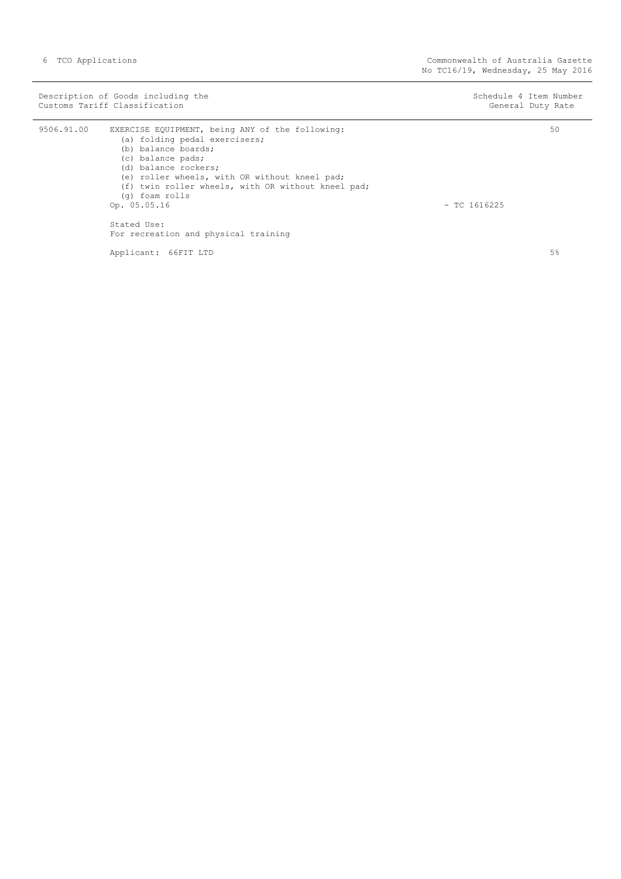| Description of Goods including the Customs Tariff Classification | | | Schedule 4 Item Number General Duty Rate |
|---|---|---|---|
| 9506.91.00 | EXERCISE EQUIPMENT, being ANY of the following:<br>(a) folding pedal exercisers;<br>(b) balance boards;<br>(c) balance pads;<br>(d) balance rockers;<br>(e) roller wheels, with OR without kneel pad;<br>(f) twin roller wheels, with OR without kneel pad;<br>(g) foam rolls | | 50 |
| | Op. 05.05.16 | - TC 1616225 | |
| | Stated Use:<br>For recreation and physical training | | |
| | Applicant: 66FIT LTD | | 5% |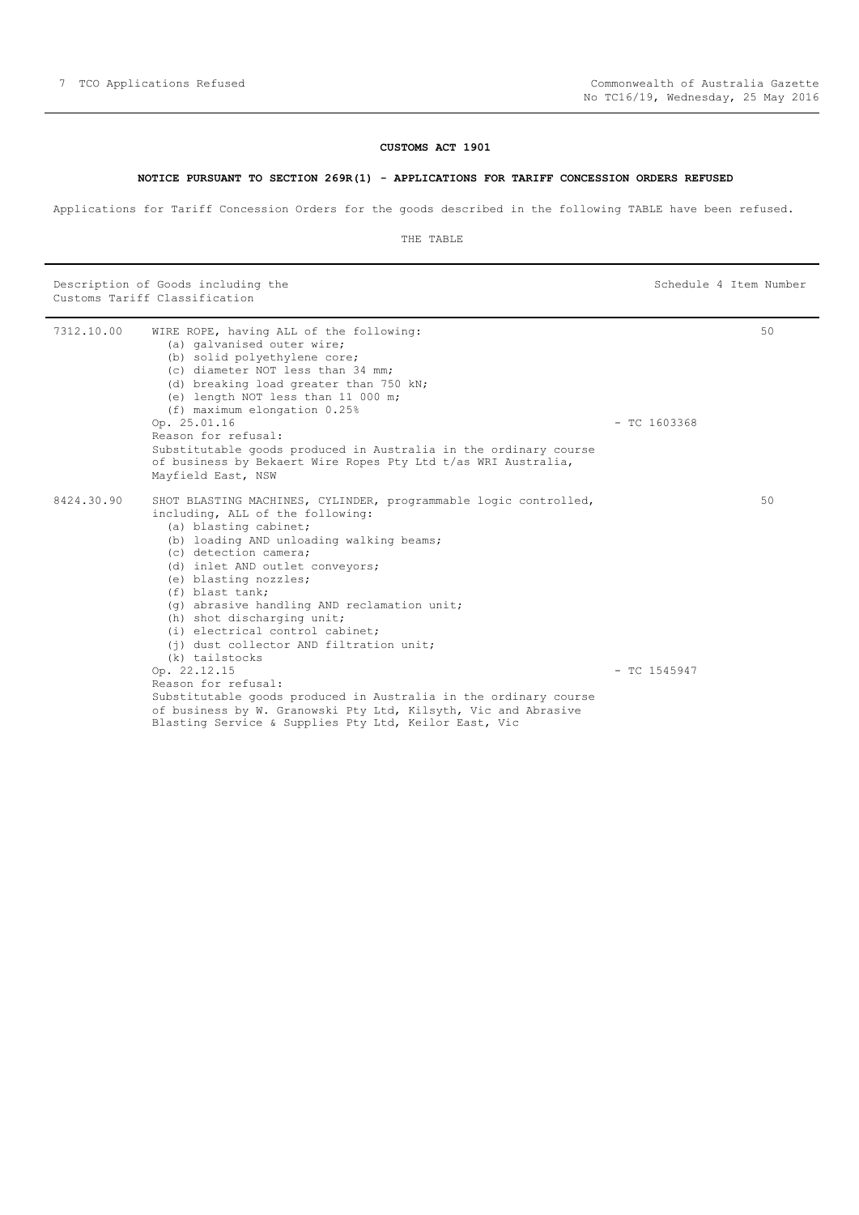**CUSTOMS ACT 1901**

**NOTICE PURSUANT TO SECTION 269R(1) - APPLICATIONS FOR TARIFF CONCESSION ORDERS REFUSED**

Applications for Tariff Concession Orders for the goods described in the following TABLE have been refused.

THE TABLE

| Description of Goods including the Customs Tariff Classification | | | Schedule 4 Item Number |
|---|---|---|---|
| 7312.10.00 | WIRE ROPE, having ALL of the following:<br>(a) galvanised outer wire;<br>(b) solid polyethylene core;<br>(c) diameter NOT less than 34 mm;<br>(d) breaking load greater than 750 kN;<br>(e) length NOT less than 11 000 m;<br>(f) maximum elongation 0.25%<br>Op. 25.01.16<br>Reason for refusal:<br>Substitutable goods produced in Australia in the ordinary course of business by Bekaert Wire Ropes Pty Ltd t/as WRI Australia, Mayfield East, NSW | - TC 1603368 | 50 |
| 8424.30.90 | SHOT BLASTING MACHINES, CYLINDER, programmable logic controlled, including, ALL of the following:<br>(a) blasting cabinet;<br>(b) loading AND unloading walking beams;<br>(c) detection camera;<br>(d) inlet AND outlet conveyors;<br>(e) blasting nozzles;<br>(f) blast tank;<br>(g) abrasive handling AND reclamation unit;<br>(h) shot discharging unit;<br>(i) electrical control cabinet;<br>(j) dust collector AND filtration unit;<br>(k) tailstocks<br>Op. 22.12.15<br>Reason for refusal:<br>Substitutable goods produced in Australia in the ordinary course of business by W. Granowski Pty Ltd, Kilsyth, Vic and Abrasive Blasting Service & Supplies Pty Ltd, Keilor East, Vic | - TC 1545947 | 50 |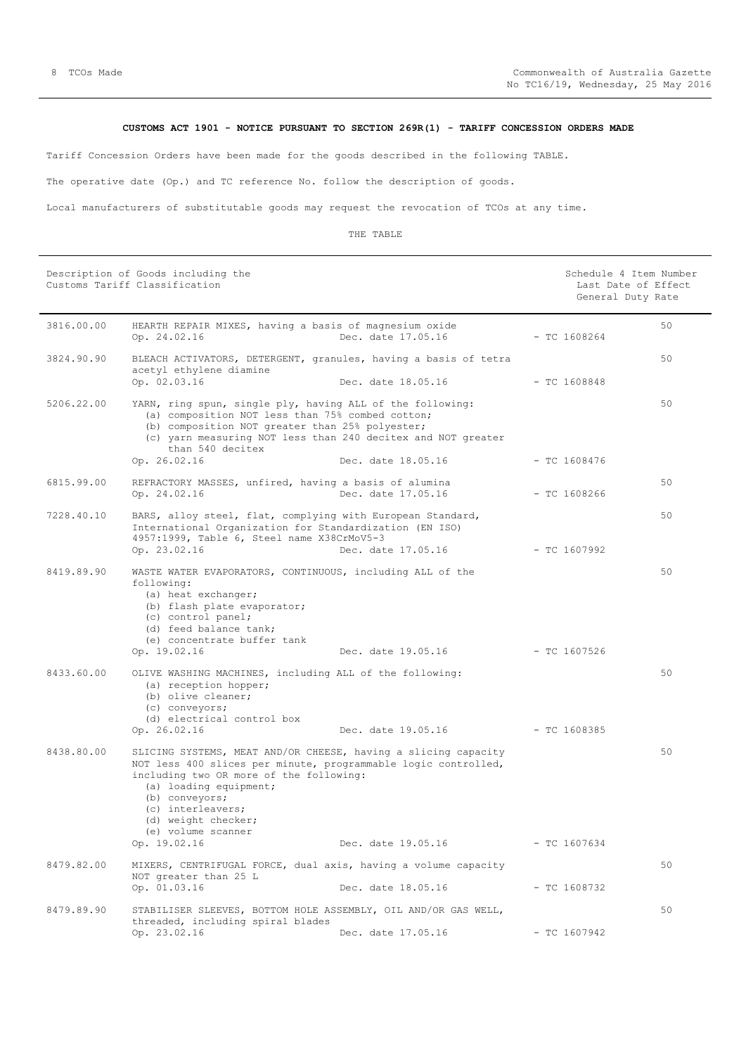**CUSTOMS ACT 1901 - NOTICE PURSUANT TO SECTION 269R(1) - TARIFF CONCESSION ORDERS MADE**

Tariff Concession Orders have been made for the goods described in the following TABLE.

The operative date (Op.) and TC reference No. follow the description of goods.

Local manufacturers of substitutable goods may request the revocation of TCOs at any time.

THE TABLE

| Description of Goods including the Customs Tariff Classification | | | | Schedule 4 Item Number Last Date of Effect General Duty Rate |
|---|---|---|---|---|
| 3816.00.00 | HEARTH REPAIR MIXES, having a basis of magnesium oxide<br>Op. 24.02.16 | Dec. date 17.05.16 | - TC 1608264 | 50 |
| 3824.90.90 | BLEACH ACTIVATORS, DETERGENT, granules, having a basis of tetra acetyl ethylene diamine<br>Op. 02.03.16 | Dec. date 18.05.16 | - TC 1608848 | 50 |
| 5206.22.00 | YARN, ring spun, single ply, having ALL of the following:<br>(a) composition NOT less than 75% combed cotton;<br>(b) composition NOT greater than 25% polyester;<br>(c) yarn measuring NOT less than 240 decitex and NOT greater than 540 decitex<br>Op. 26.02.16 | Dec. date 18.05.16 | - TC 1608476 | 50 |
| 6815.99.00 | REFRACTORY MASSES, unfired, having a basis of alumina<br>Op. 24.02.16 | Dec. date 17.05.16 | - TC 1608266 | 50 |
| 7228.40.10 | BARS, alloy steel, flat, complying with European Standard, International Organization for Standardization (EN ISO) 4957:1999, Table 6, Steel name X38CrMoV5-3<br>Op. 23.02.16 | Dec. date 17.05.16 | - TC 1607992 | 50 |
| 8419.89.90 | WASTE WATER EVAPORATORS, CONTINUOUS, including ALL of the following:<br>(a) heat exchanger;<br>(b) flash plate evaporator;<br>(c) control panel;<br>(d) feed balance tank;<br>(e) concentrate buffer tank<br>Op. 19.02.16 | Dec. date 19.05.16 | - TC 1607526 | 50 |
| 8433.60.00 | OLIVE WASHING MACHINES, including ALL of the following:<br>(a) reception hopper;<br>(b) olive cleaner;<br>(c) conveyors;<br>(d) electrical control box<br>Op. 26.02.16 | Dec. date 19.05.16 | - TC 1608385 | 50 |
| 8438.80.00 | SLICING SYSTEMS, MEAT AND/OR CHEESE, having a slicing capacity NOT less 400 slices per minute, programmable logic controlled, including two OR more of the following:<br>(a) loading equipment;<br>(b) conveyors;<br>(c) interleavers;<br>(d) weight checker;<br>(e) volume scanner<br>Op. 19.02.16 | Dec. date 19.05.16 | - TC 1607634 | 50 |
| 8479.82.00 | MIXERS, CENTRIFUGAL FORCE, dual axis, having a volume capacity NOT greater than 25 L<br>Op. 01.03.16 | Dec. date 18.05.16 | - TC 1608732 | 50 |
| 8479.89.90 | STABILISER SLEEVES, BOTTOM HOLE ASSEMBLY, OIL AND/OR GAS WELL, threaded, including spiral blades<br>Op. 23.02.16 | Dec. date 17.05.16 | - TC 1607942 | 50 |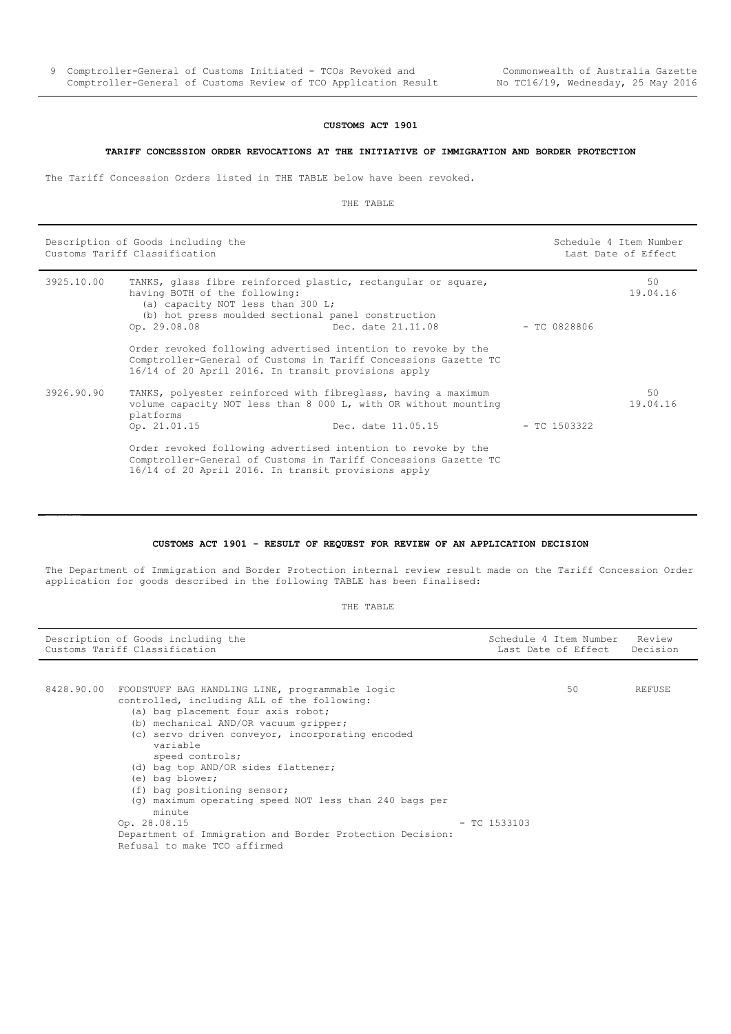## CUSTOMS ACT 1901

### TARIFF CONCESSION ORDER REVOCATIONS AT THE INITIATIVE OF IMMIGRATION AND BORDER PROTECTION

The Tariff Concession Orders listed in THE TABLE below have been revoked.

THE TABLE

| Description of Goods including the Customs Tariff Classification | | | Schedule 4 Item Number Last Date of Effect |
|---|---|---|---|
| 3925.10.00 | TANKS, glass fibre reinforced plastic, rectangular or square, having BOTH of the following:<br>(a) capacity NOT less than 300 L;<br>(b) hot press moulded sectional panel construction<br>Op. 29.08.08 Dec. date 21.11.08<br><br>Order revoked following advertised intention to revoke by the Comptroller-General of Customs in Tariff Concessions Gazette TC 16/14 of 20 April 2016. In transit provisions apply | - TC 0828806 | 50<br>19.04.16 |
| 3926.90.90 | TANKS, polyester reinforced with fibreglass, having a maximum volume capacity NOT less than 8 000 L, with OR without mounting platforms<br>Op. 21.01.15 Dec. date 11.05.15<br><br>Order revoked following advertised intention to revoke by the Comptroller-General of Customs in Tariff Concessions Gazette TC 16/14 of 20 April 2016. In transit provisions apply | - TC 1503322 | 50<br>19.04.16 |

## CUSTOMS ACT 1901 - RESULT OF REQUEST FOR REVIEW OF AN APPLICATION DECISION

The Department of Immigration and Border Protection internal review result made on the Tariff Concession Order application for goods described in the following TABLE has been finalised:

THE TABLE

| Description of Goods including the Customs Tariff Classification | | | Schedule 4 Item Number Last Date of Effect | Review Decision |
|---|---|---|---|---|
| 8428.90.00 | FOODSTUFF BAG HANDLING LINE, programmable logic controlled, including ALL of the following:<br>(a) bag placement four axis robot;<br>(b) mechanical AND/OR vacuum gripper;<br>(c) servo driven conveyor, incorporating encoded variable speed controls;<br>(d) bag top AND/OR sides flattener;<br>(e) bag blower;<br>(f) bag positioning sensor;<br>(g) maximum operating speed NOT less than 240 bags per minute<br>Op. 28.08.15<br>Department of Immigration and Border Protection Decision: Refusal to make TCO affirmed | - TC 1533103 | 50 | REFUSE |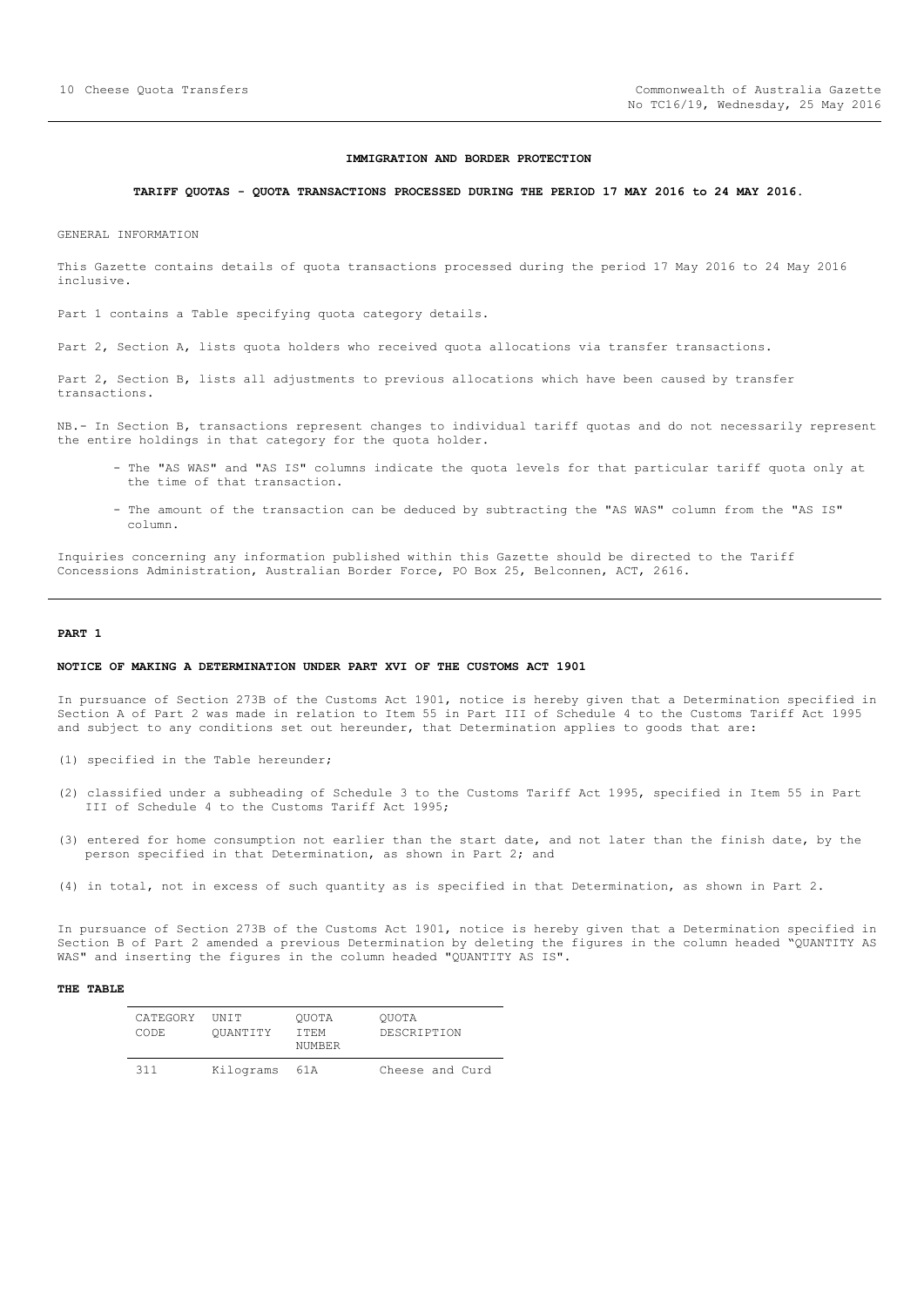## IMMIGRATION AND BORDER PROTECTION

### TARIFF QUOTAS - QUOTA TRANSACTIONS PROCESSED DURING THE PERIOD 17 MAY 2016 to 24 MAY 2016.

GENERAL INFORMATION

This Gazette contains details of quota transactions processed during the period 17 May 2016 to 24 May 2016 inclusive.

Part 1 contains a Table specifying quota category details.

Part 2, Section A, lists quota holders who received quota allocations via transfer transactions.

Part 2, Section B, lists all adjustments to previous allocations which have been caused by transfer transactions.

NB.- In Section B, transactions represent changes to individual tariff quotas and do not necessarily represent the entire holdings in that category for the quota holder.

- The "AS WAS" and "AS IS" columns indicate the quota levels for that particular tariff quota only at the time of that transaction.
- The amount of the transaction can be deduced by subtracting the "AS WAS" column from the "AS IS" column.

Inquiries concerning any information published within this Gazette should be directed to the Tariff Concessions Administration, Australian Border Force, PO Box 25, Belconnen, ACT, 2616.

---

## PART 1

### NOTICE OF MAKING A DETERMINATION UNDER PART XVI OF THE CUSTOMS ACT 1901

In pursuance of Section 273B of the Customs Act 1901, notice is hereby given that a Determination specified in Section A of Part 2 was made in relation to Item 55 in Part III of Schedule 4 to the Customs Tariff Act 1995 and subject to any conditions set out hereunder, that Determination applies to goods that are:

(1) specified in the Table hereunder;

(2) classified under a subheading of Schedule 3 to the Customs Tariff Act 1995, specified in Item 55 in Part III of Schedule 4 to the Customs Tariff Act 1995;

(3) entered for home consumption not earlier than the start date, and not later than the finish date, by the person specified in that Determination, as shown in Part 2; and

(4) in total, not in excess of such quantity as is specified in that Determination, as shown in Part 2.

In pursuance of Section 273B of the Customs Act 1901, notice is hereby given that a Determination specified in Section B of Part 2 amended a previous Determination by deleting the figures in the column headed "QUANTITY AS WAS" and inserting the figures in the column headed "QUANTITY AS IS".

### THE TABLE

| CATEGORY CODE | UNIT QUANTITY | QUOTA ITEM NUMBER | QUOTA DESCRIPTION |
|---|---|---|---|
| 311 | Kilograms | 61A | Cheese and Curd |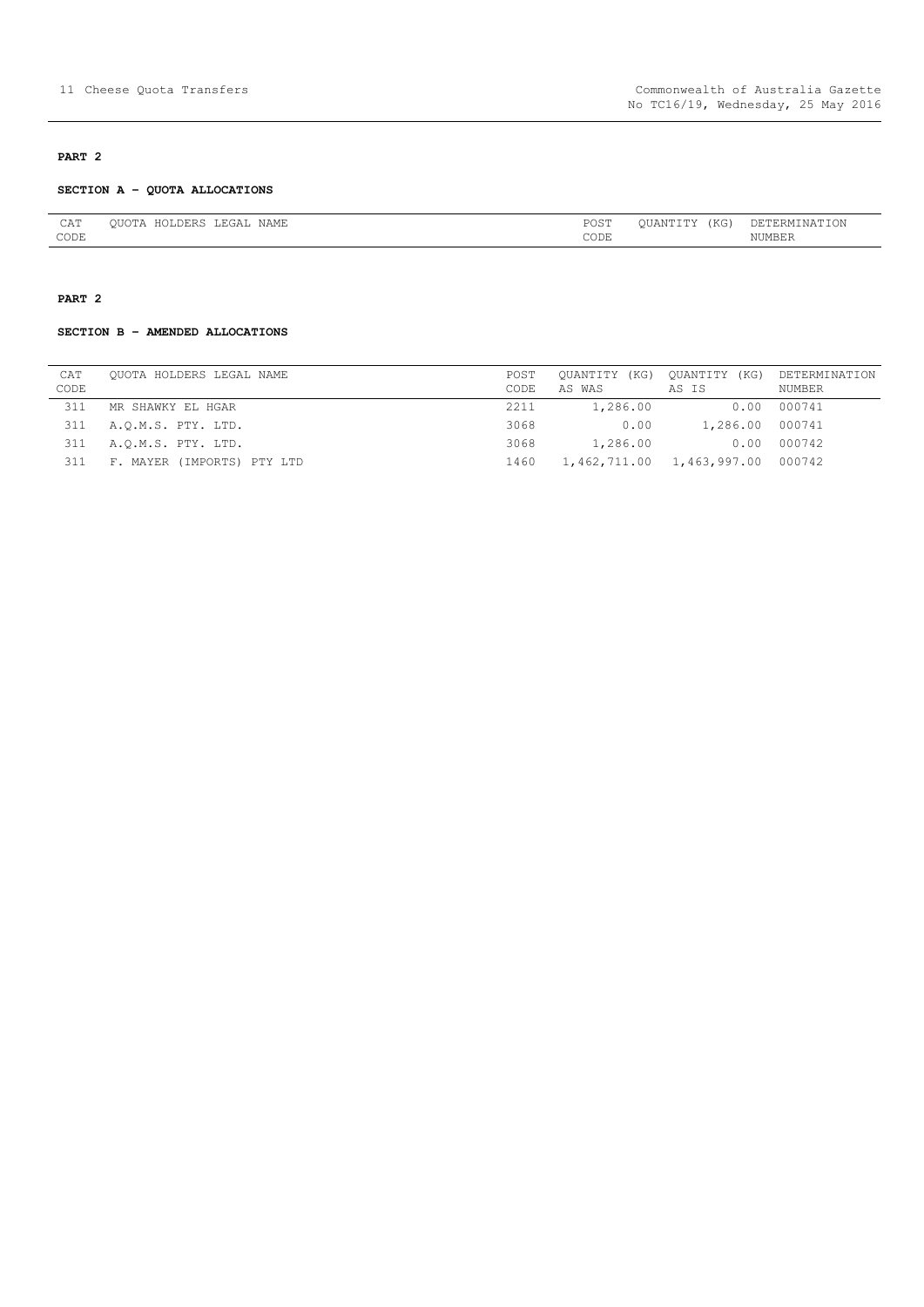**PART 2**

**SECTION A – QUOTA ALLOCATIONS**

| CAT CODE | QUOTA HOLDERS LEGAL NAME | POST CODE | QUANTITY (KG) | DETERMINATION NUMBER |
|---|---|---|---|---|

**PART 2**

**SECTION B – AMENDED ALLOCATIONS**

| CAT CODE | QUOTA HOLDERS LEGAL NAME | POST CODE | QUANTITY (KG) AS WAS | QUANTITY (KG) AS IS | DETERMINATION NUMBER |
|---|---|---|---|---|---|
| 311 | MR SHAWKY EL HGAR | 2211 | 1,286.00 | 0.00 | 000741 |
| 311 | A.Q.M.S. PTY. LTD. | 3068 | 0.00 | 1,286.00 | 000741 |
| 311 | A.Q.M.S. PTY. LTD. | 3068 | 1,286.00 | 0.00 | 000742 |
| 311 | F. MAYER (IMPORTS) PTY LTD | 1460 | 1,462,711.00 | 1,463,997.00 | 000742 |